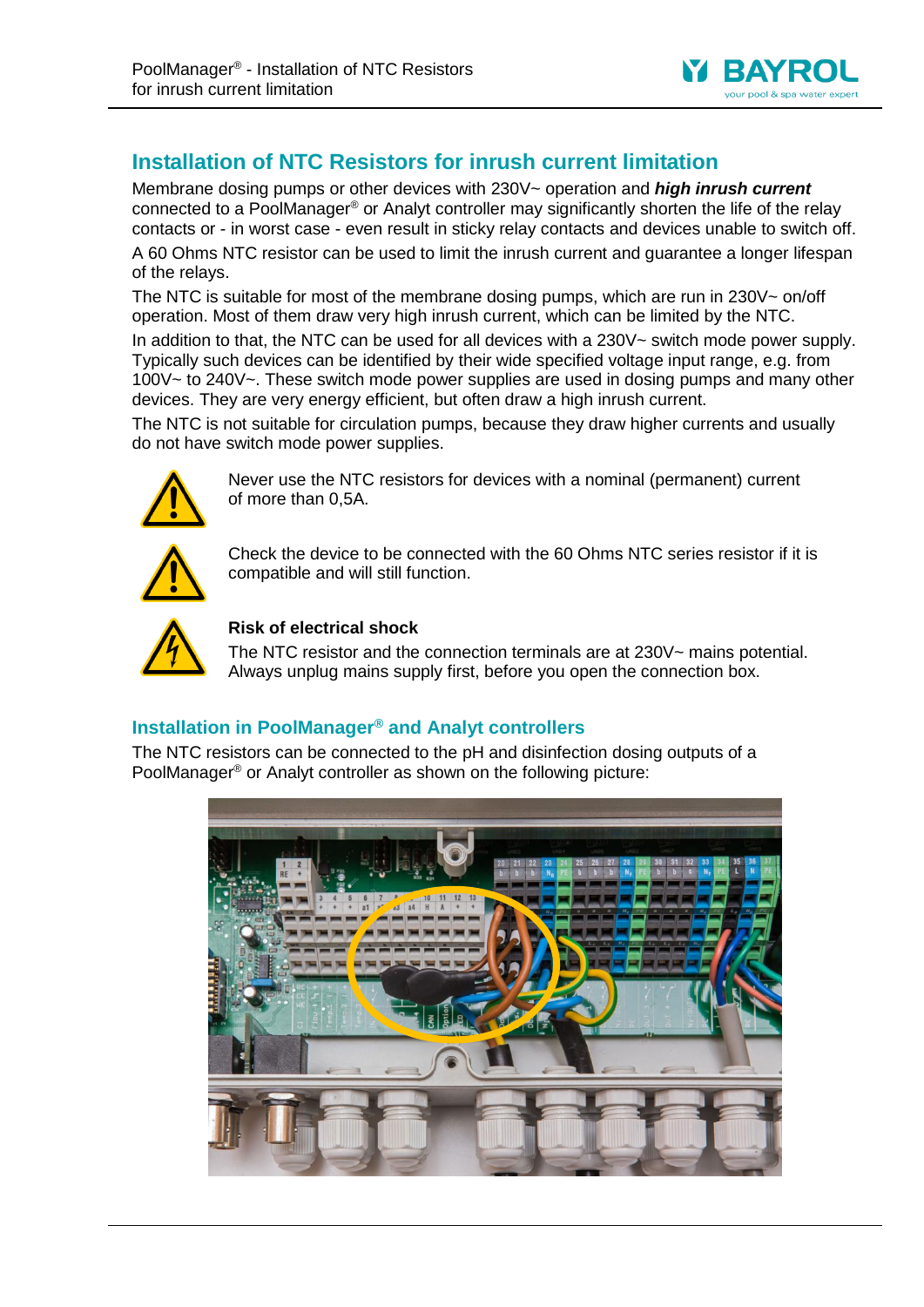# Installation of NTC Resistors for inrush current limitation

Membrane dosing pumps or other devices with 230V~ operation and ***high inrush current*** connected to a PoolManager® or Analyt controller may significantly shorten the life of the relay contacts or - in worst case - even result in sticky relay contacts and devices unable to switch off.

A 60 Ohms NTC resistor can be used to limit the inrush current and guarantee a longer lifespan of the relays.

The NTC is suitable for most of the membrane dosing pumps, which are run in 230V~ on/off operation. Most of them draw very high inrush current, which can be limited by the NTC.

In addition to that, the NTC can be used for all devices with a 230V~ switch mode power supply. Typically such devices can be identified by their wide specified voltage input range, e.g. from 100V~ to 240V~. These switch mode power supplies are used in dosing pumps and many other devices. They are very energy efficient, but often draw a high inrush current.

The NTC is not suitable for circulation pumps, because they draw higher currents and usually do not have switch mode power supplies.

Never use the NTC resistors for devices with a nominal (permanent) current of more than 0,5A.

Check the device to be connected with the 60 Ohms NTC series resistor if it is compatible and will still function.

**Risk of electrical shock**

The NTC resistor and the connection terminals are at 230V~ mains potential. Always unplug mains supply first, before you open the connection box.

## Installation in PoolManager® and Analyt controllers

The NTC resistors can be connected to the pH and disinfection dosing outputs of a PoolManager® or Analyt controller as shown on the following picture: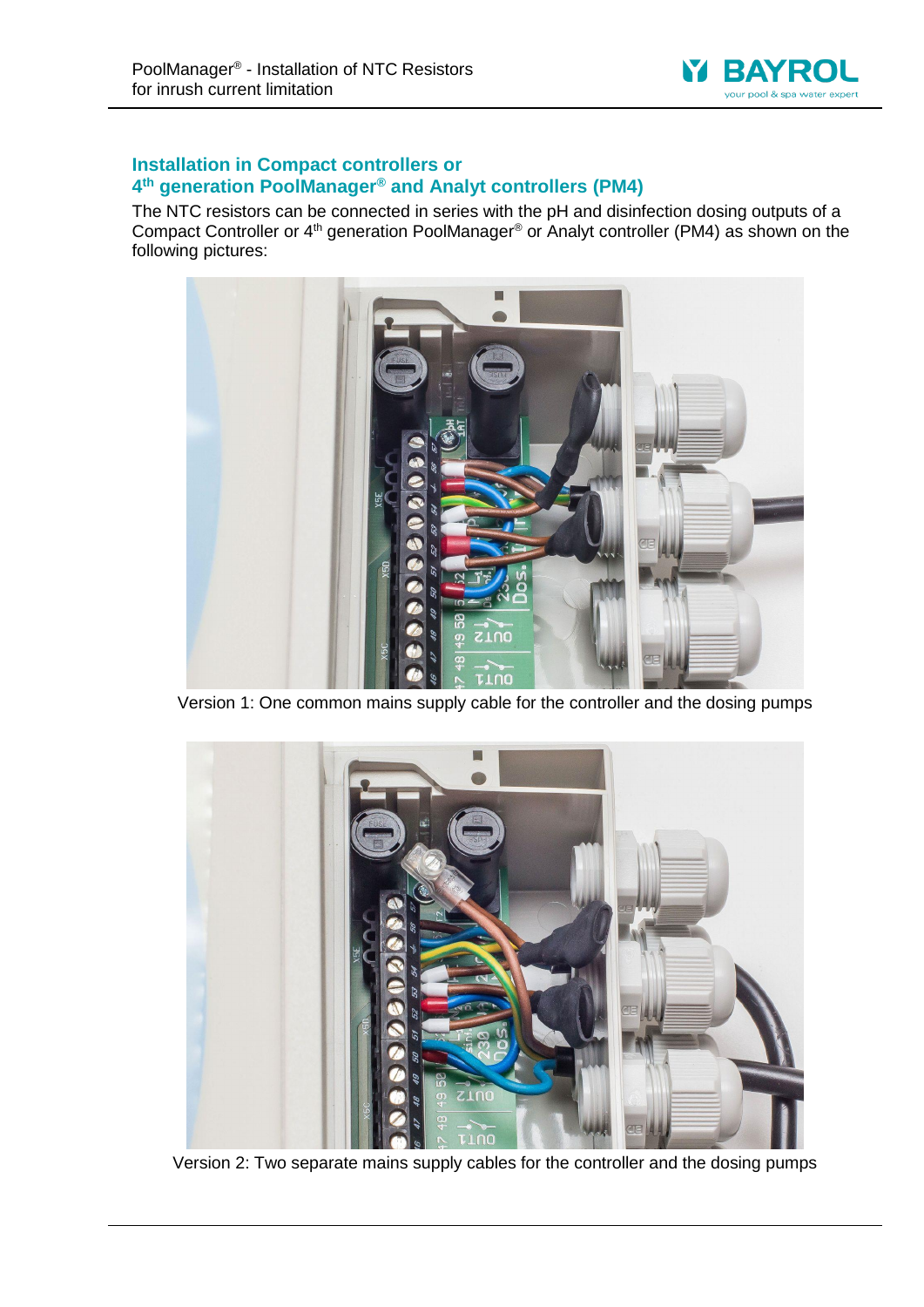## Installation in Compact controllers or 4th generation PoolManager® and Analyt controllers (PM4)

The NTC resistors can be connected in series with the pH and disinfection dosing outputs of a Compact Controller or 4th generation PoolManager® or Analyt controller (PM4) as shown on the following pictures:

Version 1: One common mains supply cable for the controller and the dosing pumps

Version 2: Two separate mains supply cables for the controller and the dosing pumps